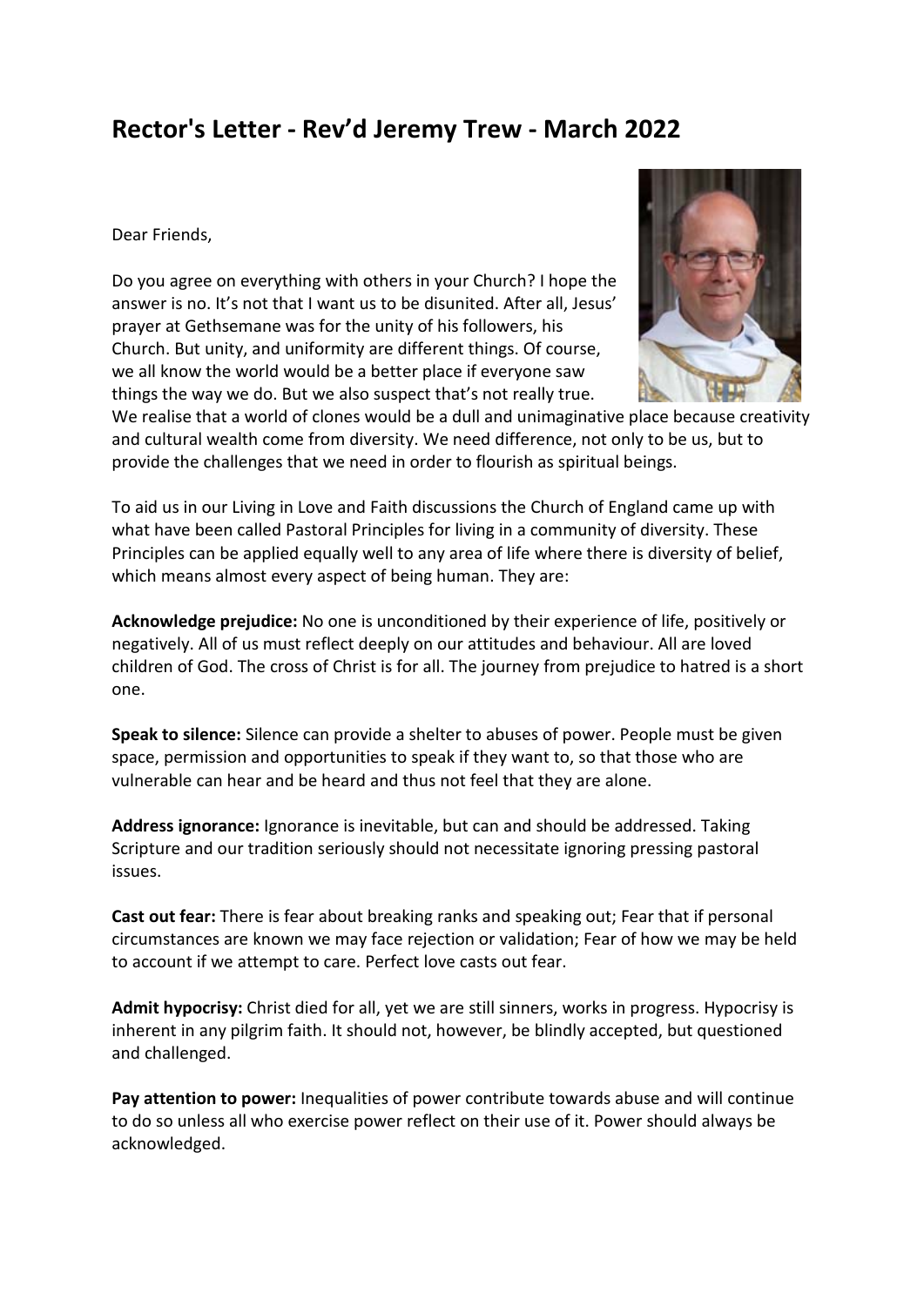# Rector's Letter - Rev'd Jeremy Trew - March 2022

Dear Friends,

Do you agree on everything with others in your Church? I hope the answer is no. It's not that I want us to be disunited. After all, Jesus' prayer at Gethsemane was for the unity of his followers, his Church. But unity, and uniformity are different things. Of course, we all know the world would be a better place if everyone saw things the way we do. But we also suspect that's not really true. We realise that a world of clones would be a dull and unimaginative place because creativity and cultural wealth come from diversity. We need difference, not only to be us, but to provide the challenges that we need in order to flourish as spiritual beings.

To aid us in our Living in Love and Faith discussions the Church of England came up with what have been called Pastoral Principles for living in a community of diversity. These Principles can be applied equally well to any area of life where there is diversity of belief, which means almost every aspect of being human. They are:

**Acknowledge prejudice:** No one is unconditioned by their experience of life, positively or negatively. All of us must reflect deeply on our attitudes and behaviour. All are loved children of God. The cross of Christ is for all. The journey from prejudice to hatred is a short one.

**Speak to silence:** Silence can provide a shelter to abuses of power. People must be given space, permission and opportunities to speak if they want to, so that those who are vulnerable can hear and be heard and thus not feel that they are alone.

**Address ignorance:** Ignorance is inevitable, but can and should be addressed. Taking Scripture and our tradition seriously should not necessitate ignoring pressing pastoral issues.

**Cast out fear:** There is fear about breaking ranks and speaking out; Fear that if personal circumstances are known we may face rejection or validation; Fear of how we may be held to account if we attempt to care. Perfect love casts out fear.

**Admit hypocrisy:** Christ died for all, yet we are still sinners, works in progress. Hypocrisy is inherent in any pilgrim faith. It should not, however, be blindly accepted, but questioned and challenged.

**Pay attention to power:** Inequalities of power contribute towards abuse and will continue to do so unless all who exercise power reflect on their use of it. Power should always be acknowledged.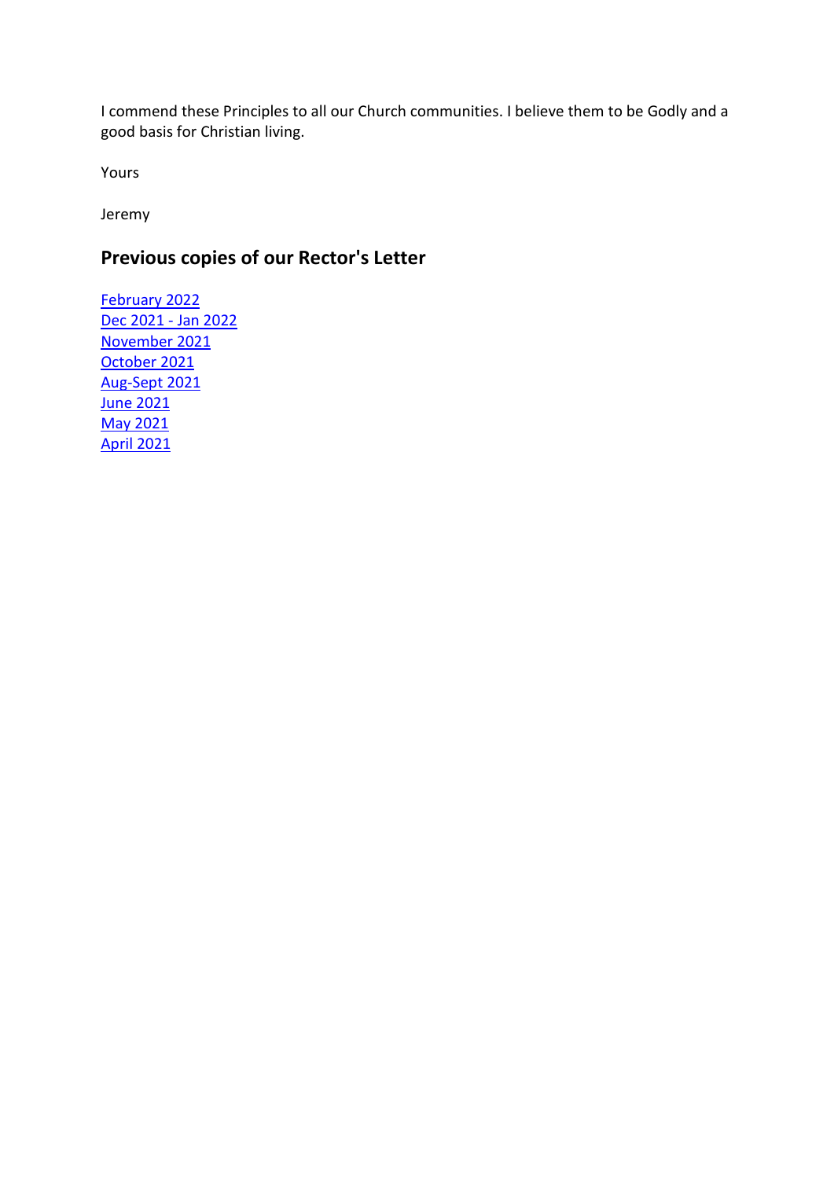I commend these Principles to all our Church communities. I believe them to be Godly and a good basis for Christian living.

Yours

Jeremy

## Previous copies of our Rector's Letter

February 2022
Dec 2021 - Jan 2022
November 2021
October 2021
Aug-Sept 2021
June 2021
May 2021
April 2021